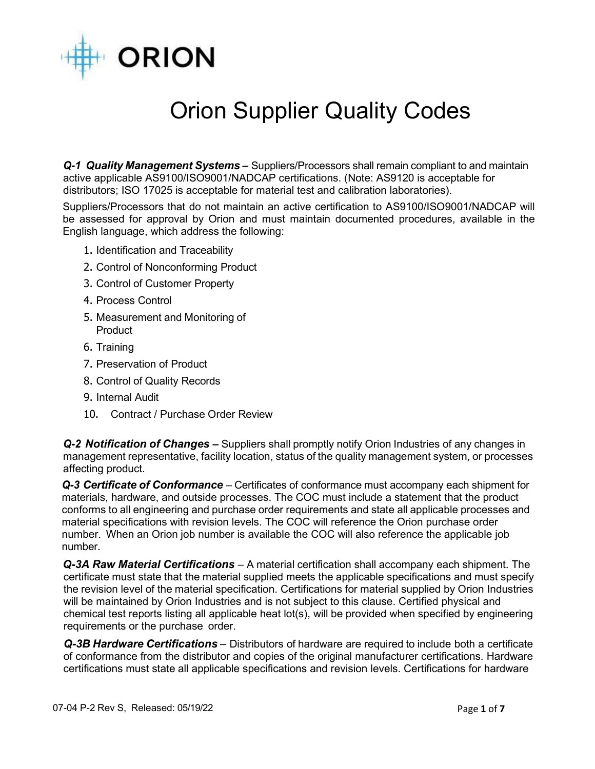ORION

# Orion Supplier Quality Codes

***Q-1 Quality Management Systems –*** Suppliers/Processors shall remain compliant to and maintain active applicable AS9100/ISO9001/NADCAP certifications. (Note: AS9120 is acceptable for distributors; ISO 17025 is acceptable for material test and calibration laboratories).

Suppliers/Processors that do not maintain an active certification to AS9100/ISO9001/NADCAP will be assessed for approval by Orion and must maintain documented procedures, available in the English language, which address the following:

1. Identification and Traceability
2. Control of Nonconforming Product
3. Control of Customer Property
4. Process Control
5. Measurement and Monitoring of Product
6. Training
7. Preservation of Product
8. Control of Quality Records
9. Internal Audit
10. Contract / Purchase Order Review

***Q-2 Notification of Changes –*** Suppliers shall promptly notify Orion Industries of any changes in management representative, facility location, status of the quality management system, or processes affecting product.

***Q-3 Certificate of Conformance*** – Certificates of conformance must accompany each shipment for materials, hardware, and outside processes. The COC must include a statement that the product conforms to all engineering and purchase order requirements and state all applicable processes and material specifications with revision levels. The COC will reference the Orion purchase order number. When an Orion job number is available the COC will also reference the applicable job number.

***Q-3A Raw Material Certifications*** – A material certification shall accompany each shipment. The certificate must state that the material supplied meets the applicable specifications and must specify the revision level of the material specification. Certifications for material supplied by Orion Industries will be maintained by Orion Industries and is not subject to this clause. Certified physical and chemical test reports listing all applicable heat lot(s), will be provided when specified by engineering requirements or the purchase order.

***Q-3B Hardware Certifications*** – Distributors of hardware are required to include both a certificate of conformance from the distributor and copies of the original manufacturer certifications. Hardware certifications must state all applicable specifications and revision levels. Certifications for hardware

07-04 P-2 Rev S, Released: 05/19/22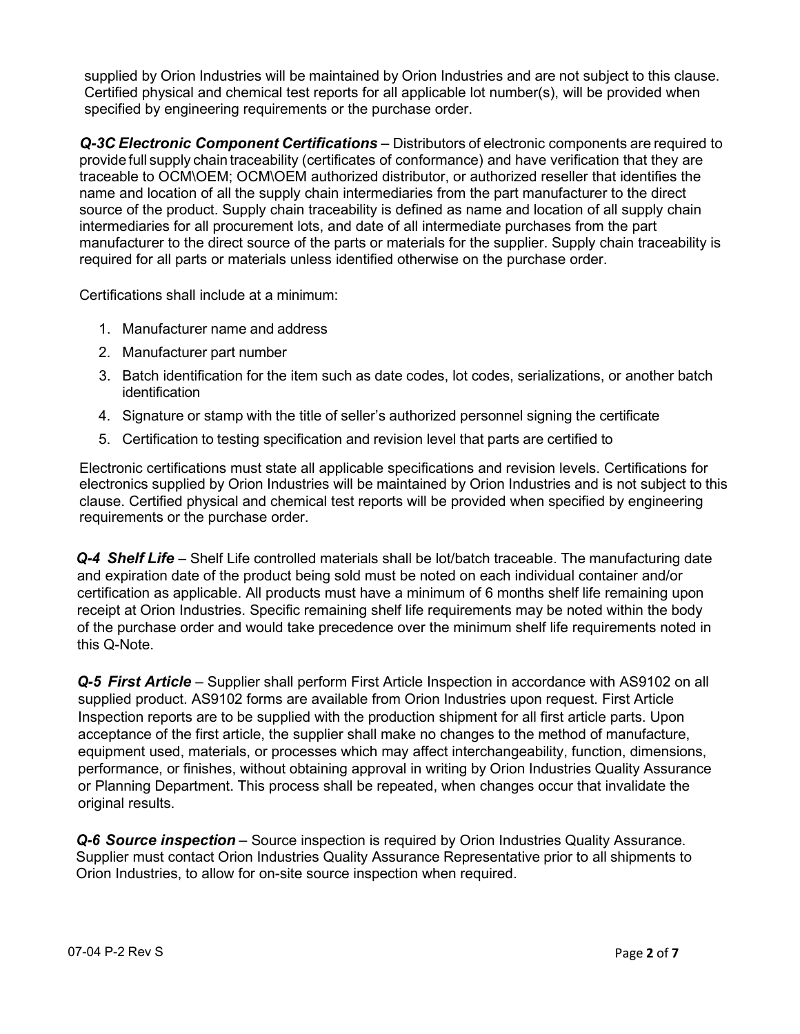supplied by Orion Industries will be maintained by Orion Industries and are not subject to this clause. Certified physical and chemical test reports for all applicable lot number(s), will be provided when specified by engineering requirements or the purchase order.

***Q-3C Electronic Component Certifications*** – Distributors of electronic components are required to provide full supply chain traceability (certificates of conformance) and have verification that they are traceable to OCM\OEM; OCM\OEM authorized distributor, or authorized reseller that identifies the name and location of all the supply chain intermediaries from the part manufacturer to the direct source of the product. Supply chain traceability is defined as name and location of all supply chain intermediaries for all procurement lots, and date of all intermediate purchases from the part manufacturer to the direct source of the parts or materials for the supplier. Supply chain traceability is required for all parts or materials unless identified otherwise on the purchase order.

Certifications shall include at a minimum:

1. Manufacturer name and address
2. Manufacturer part number
3. Batch identification for the item such as date codes, lot codes, serializations, or another batch identification
4. Signature or stamp with the title of seller's authorized personnel signing the certificate
5. Certification to testing specification and revision level that parts are certified to

Electronic certifications must state all applicable specifications and revision levels. Certifications for electronics supplied by Orion Industries will be maintained by Orion Industries and is not subject to this clause. Certified physical and chemical test reports will be provided when specified by engineering requirements or the purchase order.

***Q-4 Shelf Life*** – Shelf Life controlled materials shall be lot/batch traceable. The manufacturing date and expiration date of the product being sold must be noted on each individual container and/or certification as applicable. All products must have a minimum of 6 months shelf life remaining upon receipt at Orion Industries. Specific remaining shelf life requirements may be noted within the body of the purchase order and would take precedence over the minimum shelf life requirements noted in this Q-Note.

***Q-5 First Article*** – Supplier shall perform First Article Inspection in accordance with AS9102 on all supplied product. AS9102 forms are available from Orion Industries upon request. First Article Inspection reports are to be supplied with the production shipment for all first article parts. Upon acceptance of the first article, the supplier shall make no changes to the method of manufacture, equipment used, materials, or processes which may affect interchangeability, function, dimensions, performance, or finishes, without obtaining approval in writing by Orion Industries Quality Assurance or Planning Department. This process shall be repeated, when changes occur that invalidate the original results.

***Q-6 Source inspection*** – Source inspection is required by Orion Industries Quality Assurance. Supplier must contact Orion Industries Quality Assurance Representative prior to all shipments to Orion Industries, to allow for on-site source inspection when required.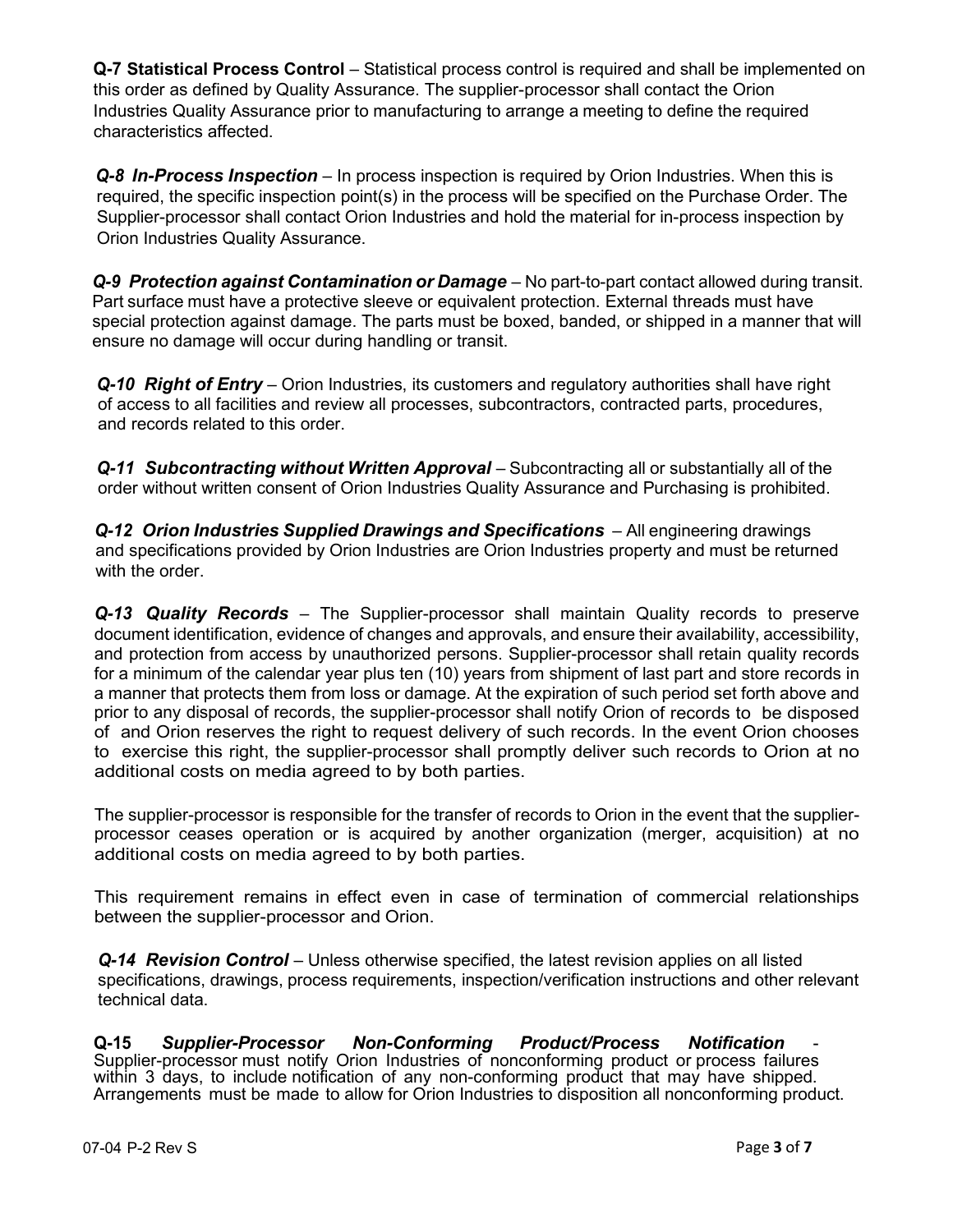**Q-7 Statistical Process Control** – Statistical process control is required and shall be implemented on this order as defined by Quality Assurance. The supplier-processor shall contact the Orion Industries Quality Assurance prior to manufacturing to arrange a meeting to define the required characteristics affected.

***Q-8 In-Process Inspection*** – In process inspection is required by Orion Industries. When this is required, the specific inspection point(s) in the process will be specified on the Purchase Order. The Supplier-processor shall contact Orion Industries and hold the material for in-process inspection by Orion Industries Quality Assurance.

***Q-9 Protection against Contamination or Damage*** – No part-to-part contact allowed during transit. Part surface must have a protective sleeve or equivalent protection. External threads must have special protection against damage. The parts must be boxed, banded, or shipped in a manner that will ensure no damage will occur during handling or transit.

***Q-10 Right of Entry*** – Orion Industries, its customers and regulatory authorities shall have right of access to all facilities and review all processes, subcontractors, contracted parts, procedures, and records related to this order.

***Q-11 Subcontracting without Written Approval*** – Subcontracting all or substantially all of the order without written consent of Orion Industries Quality Assurance and Purchasing is prohibited.

***Q-12 Orion Industries Supplied Drawings and Specifications*** – All engineering drawings and specifications provided by Orion Industries are Orion Industries property and must be returned with the order.

***Q-13 Quality Records*** – The Supplier-processor shall maintain Quality records to preserve document identification, evidence of changes and approvals, and ensure their availability, accessibility, and protection from access by unauthorized persons. Supplier-processor shall retain quality records for a minimum of the calendar year plus ten (10) years from shipment of last part and store records in a manner that protects them from loss or damage. At the expiration of such period set forth above and prior to any disposal of records, the supplier-processor shall notify Orion of records to be disposed of and Orion reserves the right to request delivery of such records. In the event Orion chooses to exercise this right, the supplier-processor shall promptly deliver such records to Orion at no additional costs on media agreed to by both parties.

The supplier-processor is responsible for the transfer of records to Orion in the event that the supplier-processor ceases operation or is acquired by another organization (merger, acquisition) at no additional costs on media agreed to by both parties.

This requirement remains in effect even in case of termination of commercial relationships between the supplier-processor and Orion.

***Q-14 Revision Control*** – Unless otherwise specified, the latest revision applies on all listed specifications, drawings, process requirements, inspection/verification instructions and other relevant technical data.

**Q-15 *Supplier-Processor Non-Conforming Product/Process Notification*** - Supplier-processor must notify Orion Industries of nonconforming product or process failures within 3 days, to include notification of any non-conforming product that may have shipped. Arrangements must be made to allow for Orion Industries to disposition all nonconforming product.

07-04 P-2 Rev S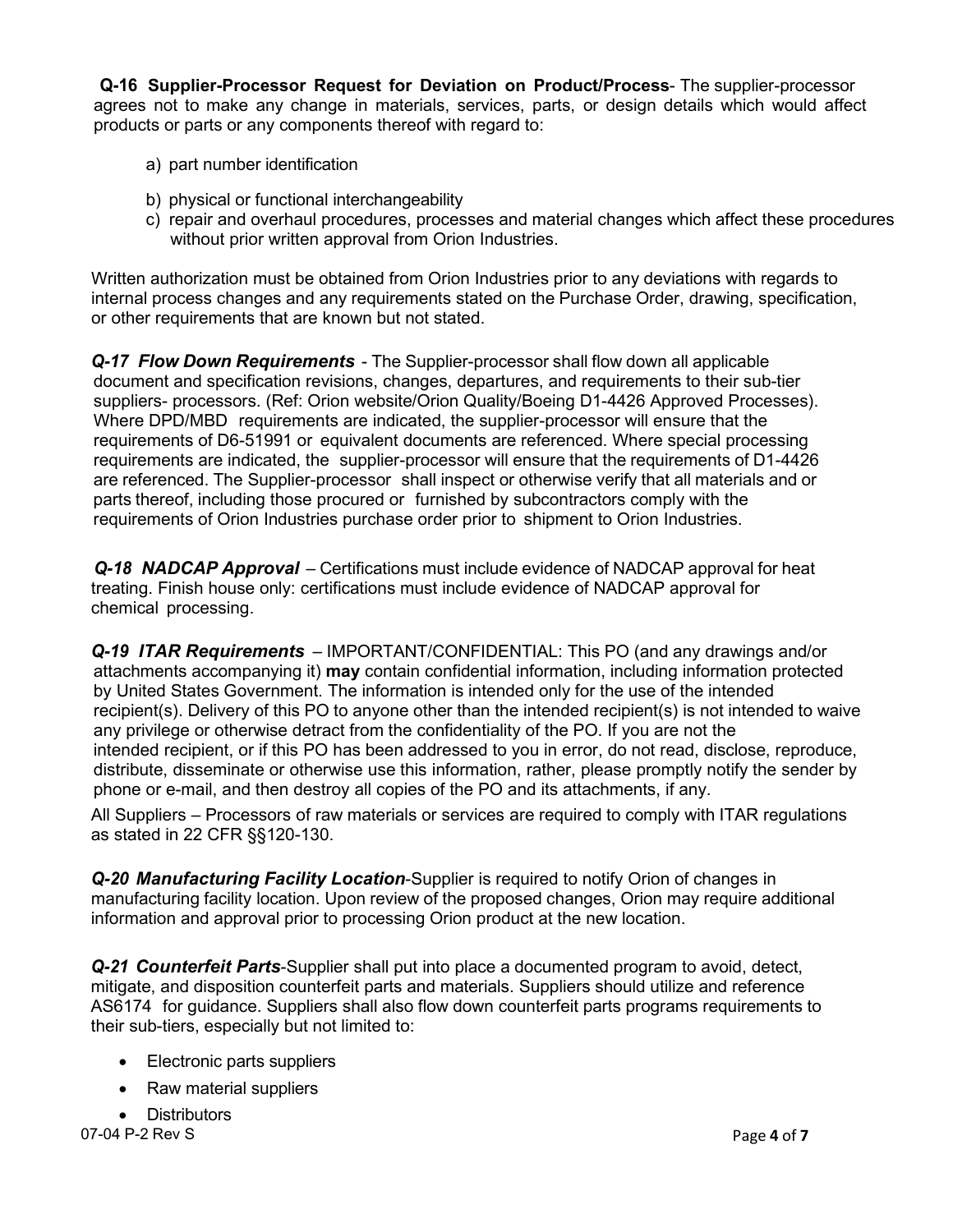**Q-16 Supplier-Processor Request for Deviation on Product/Process**- The supplier-processor agrees not to make any change in materials, services, parts, or design details which would affect products or parts or any components thereof with regard to:

a) part number identification

b) physical or functional interchangeability

c) repair and overhaul procedures, processes and material changes which affect these procedures without prior written approval from Orion Industries.

Written authorization must be obtained from Orion Industries prior to any deviations with regards to internal process changes and any requirements stated on the Purchase Order, drawing, specification, or other requirements that are known but not stated.

***Q-17 Flow Down Requirements*** - The Supplier-processor shall flow down all applicable document and specification revisions, changes, departures, and requirements to their sub-tier suppliers- processors. (Ref: Orion website/Orion Quality/Boeing D1-4426 Approved Processes). Where DPD/MBD requirements are indicated, the supplier-processor will ensure that the requirements of D6-51991 or equivalent documents are referenced. Where special processing requirements are indicated, the supplier-processor will ensure that the requirements of D1-4426 are referenced. The Supplier-processor shall inspect or otherwise verify that all materials and or parts thereof, including those procured or furnished by subcontractors comply with the requirements of Orion Industries purchase order prior to shipment to Orion Industries.

***Q-18 NADCAP Approval*** – Certifications must include evidence of NADCAP approval for heat treating. Finish house only: certifications must include evidence of NADCAP approval for chemical processing.

***Q-19 ITAR Requirements*** – IMPORTANT/CONFIDENTIAL: This PO (and any drawings and/or attachments accompanying it) **may** contain confidential information, including information protected by United States Government. The information is intended only for the use of the intended recipient(s). Delivery of this PO to anyone other than the intended recipient(s) is not intended to waive any privilege or otherwise detract from the confidentiality of the PO. If you are not the intended recipient, or if this PO has been addressed to you in error, do not read, disclose, reproduce, distribute, disseminate or otherwise use this information, rather, please promptly notify the sender by phone or e-mail, and then destroy all copies of the PO and its attachments, if any.

All Suppliers – Processors of raw materials or services are required to comply with ITAR regulations as stated in 22 CFR §§120-130.

***Q-20 Manufacturing Facility Location***-Supplier is required to notify Orion of changes in manufacturing facility location. Upon review of the proposed changes, Orion may require additional information and approval prior to processing Orion product at the new location.

***Q-21 Counterfeit Parts***-Supplier shall put into place a documented program to avoid, detect, mitigate, and disposition counterfeit parts and materials. Suppliers should utilize and reference AS6174 for guidance. Suppliers shall also flow down counterfeit parts programs requirements to their sub-tiers, especially but not limited to:

- Electronic parts suppliers
- Raw material suppliers
- Distributors

07-04 P-2 Rev S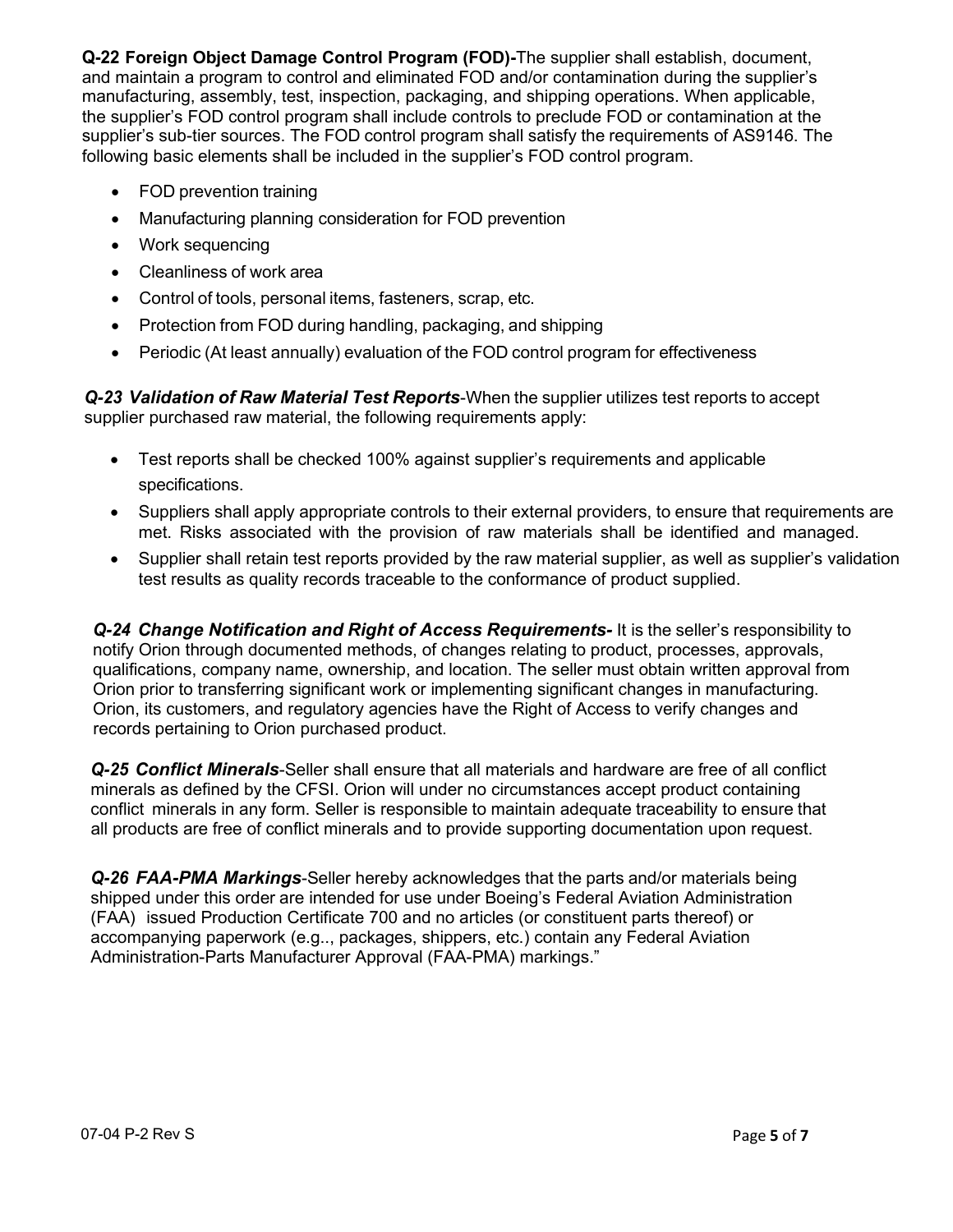**Q-22 Foreign Object Damage Control Program (FOD)-**The supplier shall establish, document, and maintain a program to control and eliminated FOD and/or contamination during the supplier's manufacturing, assembly, test, inspection, packaging, and shipping operations. When applicable, the supplier's FOD control program shall include controls to preclude FOD or contamination at the supplier's sub-tier sources. The FOD control program shall satisfy the requirements of AS9146. The following basic elements shall be included in the supplier's FOD control program.

- FOD prevention training
- Manufacturing planning consideration for FOD prevention
- Work sequencing
- Cleanliness of work area
- Control of tools, personal items, fasteners, scrap, etc.
- Protection from FOD during handling, packaging, and shipping
- Periodic (At least annually) evaluation of the FOD control program for effectiveness

***Q-23 Validation of Raw Material Test Reports***-When the supplier utilizes test reports to accept supplier purchased raw material, the following requirements apply:

- Test reports shall be checked 100% against supplier's requirements and applicable specifications.
- Suppliers shall apply appropriate controls to their external providers, to ensure that requirements are met. Risks associated with the provision of raw materials shall be identified and managed.
- Supplier shall retain test reports provided by the raw material supplier, as well as supplier's validation test results as quality records traceable to the conformance of product supplied.

***Q-24 Change Notification and Right of Access Requirements-*** It is the seller's responsibility to notify Orion through documented methods, of changes relating to product, processes, approvals, qualifications, company name, ownership, and location. The seller must obtain written approval from Orion prior to transferring significant work or implementing significant changes in manufacturing. Orion, its customers, and regulatory agencies have the Right of Access to verify changes and records pertaining to Orion purchased product.

***Q-25 Conflict Minerals***-Seller shall ensure that all materials and hardware are free of all conflict minerals as defined by the CFSI. Orion will under no circumstances accept product containing conflict minerals in any form. Seller is responsible to maintain adequate traceability to ensure that all products are free of conflict minerals and to provide supporting documentation upon request.

***Q-26 FAA-PMA Markings***-Seller hereby acknowledges that the parts and/or materials being shipped under this order are intended for use under Boeing's Federal Aviation Administration (FAA) issued Production Certificate 700 and no articles (or constituent parts thereof) or accompanying paperwork (e.g.., packages, shippers, etc.) contain any Federal Aviation Administration-Parts Manufacturer Approval (FAA-PMA) markings."

07-04 P-2 Rev S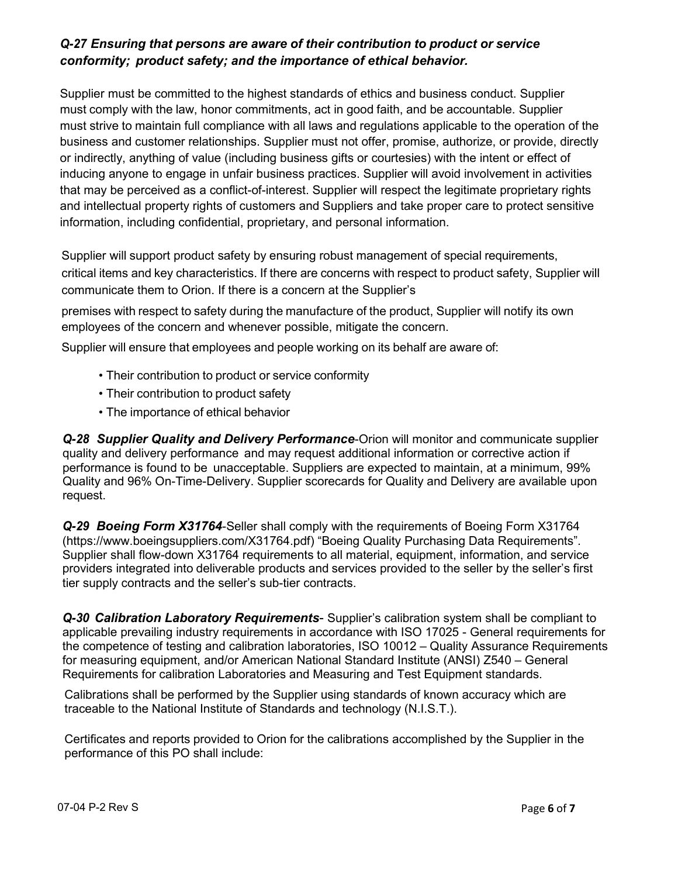***Q-27 Ensuring that persons are aware of their contribution to product or service conformity; product safety; and the importance of ethical behavior.***

Supplier must be committed to the highest standards of ethics and business conduct. Supplier must comply with the law, honor commitments, act in good faith, and be accountable. Supplier must strive to maintain full compliance with all laws and regulations applicable to the operation of the business and customer relationships. Supplier must not offer, promise, authorize, or provide, directly or indirectly, anything of value (including business gifts or courtesies) with the intent or effect of inducing anyone to engage in unfair business practices. Supplier will avoid involvement in activities that may be perceived as a conflict-of-interest. Supplier will respect the legitimate proprietary rights and intellectual property rights of customers and Suppliers and take proper care to protect sensitive information, including confidential, proprietary, and personal information.

Supplier will support product safety by ensuring robust management of special requirements, critical items and key characteristics. If there are concerns with respect to product safety, Supplier will communicate them to Orion. If there is a concern at the Supplier's premises with respect to safety during the manufacture of the product, Supplier will notify its own employees of the concern and whenever possible, mitigate the concern.

Supplier will ensure that employees and people working on its behalf are aware of:

- Their contribution to product or service conformity
- Their contribution to product safety
- The importance of ethical behavior

***Q-28 Supplier Quality and Delivery Performance***-Orion will monitor and communicate supplier quality and delivery performance and may request additional information or corrective action if performance is found to be unacceptable. Suppliers are expected to maintain, at a minimum, 99% Quality and 96% On-Time-Delivery. Supplier scorecards for Quality and Delivery are available upon request.

***Q-29 Boeing Form X31764***-Seller shall comply with the requirements of Boeing Form X31764 (https://www.boeingsuppliers.com/X31764.pdf) "Boeing Quality Purchasing Data Requirements". Supplier shall flow-down X31764 requirements to all material, equipment, information, and service providers integrated into deliverable products and services provided to the seller by the seller's first tier supply contracts and the seller's sub-tier contracts.

***Q-30 Calibration Laboratory Requirements***- Supplier's calibration system shall be compliant to applicable prevailing industry requirements in accordance with ISO 17025 - General requirements for the competence of testing and calibration laboratories, ISO 10012 – Quality Assurance Requirements for measuring equipment, and/or American National Standard Institute (ANSI) Z540 – General Requirements for calibration Laboratories and Measuring and Test Equipment standards.

Calibrations shall be performed by the Supplier using standards of known accuracy which are traceable to the National Institute of Standards and technology (N.I.S.T.).

Certificates and reports provided to Orion for the calibrations accomplished by the Supplier in the performance of this PO shall include: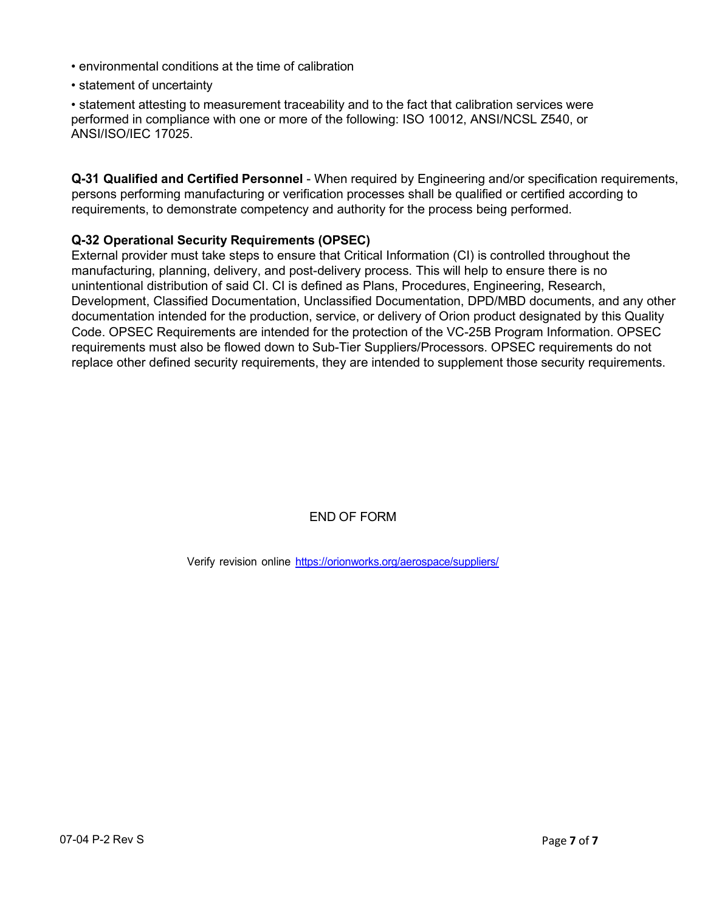- environmental conditions at the time of calibration
- statement of uncertainty
- statement attesting to measurement traceability and to the fact that calibration services were performed in compliance with one or more of the following: ISO 10012, ANSI/NCSL Z540, or ANSI/ISO/IEC 17025.

**Q-31 Qualified and Certified Personnel** - When required by Engineering and/or specification requirements, persons performing manufacturing or verification processes shall be qualified or certified according to requirements, to demonstrate competency and authority for the process being performed.

**Q-32 Operational Security Requirements (OPSEC)**
External provider must take steps to ensure that Critical Information (CI) is controlled throughout the manufacturing, planning, delivery, and post-delivery process. This will help to ensure there is no unintentional distribution of said CI. CI is defined as Plans, Procedures, Engineering, Research, Development, Classified Documentation, Unclassified Documentation, DPD/MBD documents, and any other documentation intended for the production, service, or delivery of Orion product designated by this Quality Code. OPSEC Requirements are intended for the protection of the VC-25B Program Information. OPSEC requirements must also be flowed down to Sub-Tier Suppliers/Processors. OPSEC requirements do not replace other defined security requirements, they are intended to supplement those security requirements.

END OF FORM

Verify revision online https://orionworks.org/aerospace/suppliers/

07-04 P-2 Rev S